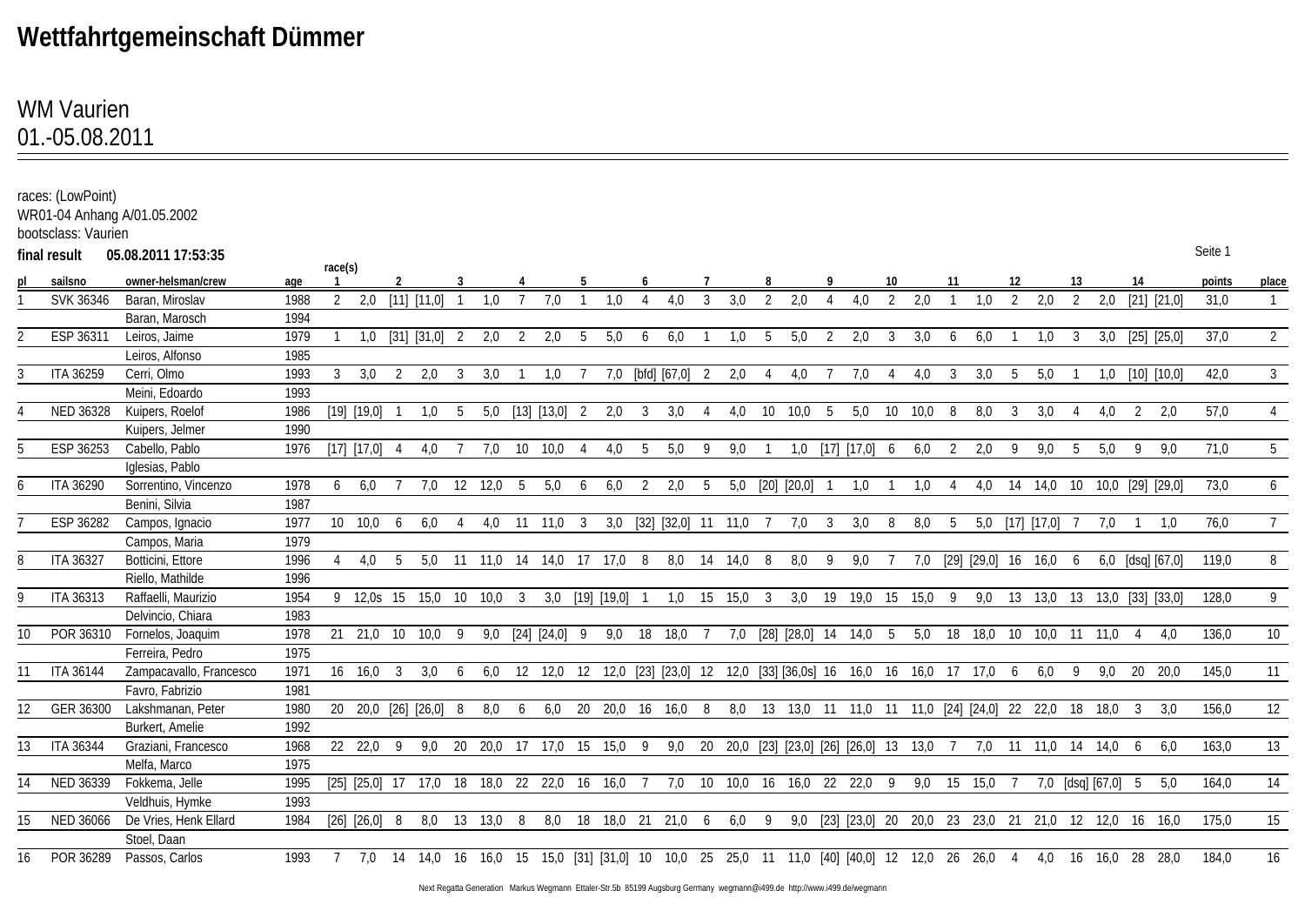# Wettfahrtgemeinschaft Dümmer

## WM Vaurien
## 01.-05.08.2011

races: (LowPoint)
WR01-04 Anhang A/01.05.2002
bootsclass: Vaurien

**final result 05.08.2011 17:53:35**

| pl | sailsno | owner-helmsman/crew | age | race(s) 1 | | 2 | | 3 | | 4 | | 5 | | 6 | | 7 | | 8 | | 9 | | 10 | | 11 | | 12 | | 13 | | 14 | | points | place |
|---|---|---|---|---|---|---|---|---|---|---|---|---|---|---|---|---|---|---|---|---|---|---|---|---|---|---|---|---|---|---|---|---|---|
| 1 | SVK 36346 | Baran, Miroslav | 1988 | 2 | 2,0 | [11] | [11,0] | 1 | 1,0 | 7 | 7,0 | 1 | 1,0 | 4 | 4,0 | 3 | 3,0 | 2 | 2,0 | 4 | 4,0 | 2 | 2,0 | 1 | 1,0 | 2 | 2,0 | 2 | 2,0 | [21] | [21,0] | 31,0 | 1 |
| | | Baran, Marosch | 1994 | | | | | | | | | | | | | | | | | | | | | | | | | | | | | | |
| 2 | ESP 36311 | Leiros, Jaime | 1979 | 1 | 1,0 | [31] | [31,0] | 2 | 2,0 | 2 | 2,0 | 5 | 5,0 | 6 | 6,0 | 1 | 1,0 | 5 | 5,0 | 2 | 2,0 | 3 | 3,0 | 6 | 6,0 | 1 | 1,0 | 3 | 3,0 | [25] | [25,0] | 37,0 | 2 |
| | | Leiros, Alfonso | 1985 | | | | | | | | | | | | | | | | | | | | | | | | | | | | | | |
| 3 | ITA 36259 | Cerri, Olmo | 1993 | 3 | 3,0 | 2 | 2,0 | 3 | 3,0 | 1 | 1,0 | 7 | 7,0 | [bfd] | [67,0] | 2 | 2,0 | 4 | 4,0 | 7 | 7,0 | 4 | 4,0 | 3 | 3,0 | 5 | 5,0 | 1 | 1,0 | [10] | [10,0] | 42,0 | 3 |
| | | Meini, Edoardo | 1993 | | | | | | | | | | | | | | | | | | | | | | | | | | | | | | |
| 4 | NED 36328 | Kuipers, Roelof | 1986 | [19] | [19,0] | 1 | 1,0 | 5 | 5,0 | [13] | [13,0] | 2 | 2,0 | 3 | 3,0 | 4 | 4,0 | 10 | 10,0 | 5 | 5,0 | 10 | 10,0 | 8 | 8,0 | 3 | 3,0 | 4 | 4,0 | 2 | 2,0 | 57,0 | 4 |
| | | Kuipers, Jelmer | 1990 | | | | | | | | | | | | | | | | | | | | | | | | | | | | | | |
| 5 | ESP 36253 | Cabello, Pablo | 1976 | [17] | [17,0] | 4 | 4,0 | 7 | 7,0 | 10 | 10,0 | 4 | 4,0 | 5 | 5,0 | 9 | 9,0 | 1 | 1,0 | [17] | [17,0] | 6 | 6,0 | 2 | 2,0 | 9 | 9,0 | 5 | 5,0 | 9 | 9,0 | 71,0 | 5 |
| | | Iglesias, Pablo | | | | | | | | | | | | | | | | | | | | | | | | | | | | | | | |
| 6 | ITA 36290 | Sorrentino, Vincenzo | 1978 | 6 | 6,0 | 7 | 7,0 | 12 | 12,0 | 5 | 5,0 | 6 | 6,0 | 2 | 2,0 | 5 | 5,0 | [20] | [20,0] | 1 | 1,0 | 1 | 1,0 | 4 | 4,0 | 14 | 14,0 | 10 | 10,0 | [29] | [29,0] | 73,0 | 6 |
| | | Benini, Silvia | 1987 | | | | | | | | | | | | | | | | | | | | | | | | | | | | | | |
| 7 | ESP 36282 | Campos, Ignacio | 1977 | 10 | 10,0 | 6 | 6,0 | 4 | 4,0 | 11 | 11,0 | 3 | 3,0 | [32] | [32,0] | 11 | 11,0 | 7 | 7,0 | 3 | 3,0 | 8 | 8,0 | 5 | 5,0 | [17] | [17,0] | 7 | 7,0 | 1 | 1,0 | 76,0 | 7 |
| | | Campos, Maria | 1979 | | | | | | | | | | | | | | | | | | | | | | | | | | | | | | |
| 8 | ITA 36327 | Botticini, Ettore | 1996 | 4 | 4,0 | 5 | 5,0 | 11 | 11,0 | 14 | 14,0 | 17 | 17,0 | 8 | 8,0 | 14 | 14,0 | 8 | 8,0 | 9 | 9,0 | 7 | 7,0 | [29] | [29,0] | 16 | 16,0 | 6 | 6,0 | [dsq] | [67,0] | 119,0 | 8 |
| | | Riello, Mathilde | 1996 | | | | | | | | | | | | | | | | | | | | | | | | | | | | | | |
| 9 | ITA 36313 | Raffaelli, Maurizio | 1954 | 9 | 12,0s | 15 | 15,0 | 10 | 10,0 | 3 | 3,0 | [19] | [19,0] | 1 | 1,0 | 15 | 15,0 | 3 | 3,0 | 19 | 19,0 | 15 | 15,0 | 9 | 9,0 | 13 | 13,0 | 13 | 13,0 | [33] | [33,0] | 128,0 | 9 |
| | | Delvincio, Chiara | 1983 | | | | | | | | | | | | | | | | | | | | | | | | | | | | | | |
| 10 | POR 36310 | Fornelos, Joaquim | 1978 | 21 | 21,0 | 10 | 10,0 | 9 | 9,0 | [24] | [24,0] | 9 | 9,0 | 18 | 18,0 | 7 | 7,0 | [28] | [28,0] | 14 | 14,0 | 5 | 5,0 | 18 | 18,0 | 10 | 10,0 | 11 | 11,0 | 4 | 4,0 | 136,0 | 10 |
| | | Ferreira, Pedro | 1975 | | | | | | | | | | | | | | | | | | | | | | | | | | | | | | |
| 11 | ITA 36144 | Zampacavallo, Francesco | 1971 | 16 | 16,0 | 3 | 3,0 | 6 | 6,0 | 12 | 12,0 | 12 | 12,0 | [23] | [23,0] | 12 | 12,0 | [33] | [36,0s] | 16 | 16,0 | 16 | 16,0 | 17 | 17,0 | 6 | 6,0 | 9 | 9,0 | 20 | 20,0 | 145,0 | 11 |
| | | Favro, Fabrizio | 1981 | | | | | | | | | | | | | | | | | | | | | | | | | | | | | | |
| 12 | GER 36300 | Lakshmanan, Peter | 1980 | 20 | 20,0 | [26] | [26,0] | 8 | 8,0 | 6 | 6,0 | 20 | 20,0 | 16 | 16,0 | 8 | 8,0 | 13 | 13,0 | 11 | 11,0 | 11 | 11,0 | [24] | [24,0] | 22 | 22,0 | 18 | 18,0 | 3 | 3,0 | 156,0 | 12 |
| | | Burkert, Amelie | 1992 | | | | | | | | | | | | | | | | | | | | | | | | | | | | | | |
| 13 | ITA 36344 | Graziani, Francesco | 1968 | 22 | 22,0 | 9 | 9,0 | 20 | 20,0 | 17 | 17,0 | 15 | 15,0 | 9 | 9,0 | 20 | 20,0 | [23] | [23,0] | [26] | [26,0] | 13 | 13,0 | 7 | 7,0 | 11 | 11,0 | 14 | 14,0 | 6 | 6,0 | 163,0 | 13 |
| | | Melfa, Marco | 1975 | | | | | | | | | | | | | | | | | | | | | | | | | | | | | | |
| 14 | NED 36339 | Fokkema, Jelle | 1995 | [25] | [25,0] | 17 | 17,0 | 18 | 18,0 | 22 | 22,0 | 16 | 16,0 | 7 | 7,0 | 10 | 10,0 | 16 | 16,0 | 22 | 22,0 | 9 | 9,0 | 15 | 15,0 | 7 | 7,0 | [dsq] | [67,0] | 5 | 5,0 | 164,0 | 14 |
| | | Veldhuis, Hymke | 1993 | | | | | | | | | | | | | | | | | | | | | | | | | | | | | | |
| 15 | NED 36066 | De Vries, Henk Ellard | 1984 | [26] | [26,0] | 8 | 8,0 | 13 | 13,0 | 8 | 8,0 | 18 | 18,0 | 21 | 21,0 | 6 | 6,0 | 9 | 9,0 | [23] | [23,0] | 20 | 20,0 | 23 | 23,0 | 21 | 21,0 | 12 | 12,0 | 16 | 16,0 | 175,0 | 15 |
| | | Stoel, Daan | | | | | | | | | | | | | | | | | | | | | | | | | | | | | | | |
| 16 | POR 36289 | Passos, Carlos | 1993 | 7 | 7,0 | 14 | 14,0 | 16 | 16,0 | 15 | 15,0 | [31] | [31,0] | 10 | 10,0 | 25 | 25,0 | 11 | 11,0 | [40] | [40,0] | 12 | 12,0 | 26 | 26,0 | 4 | 4,0 | 16 | 16,0 | 28 | 28,0 | 184,0 | 16 |

Next Regatta Generation Markus Wegmann Ettaler-Str.5b 85199 Augsburg Germany wegmann@i499.de http://www.i499.de/wegmann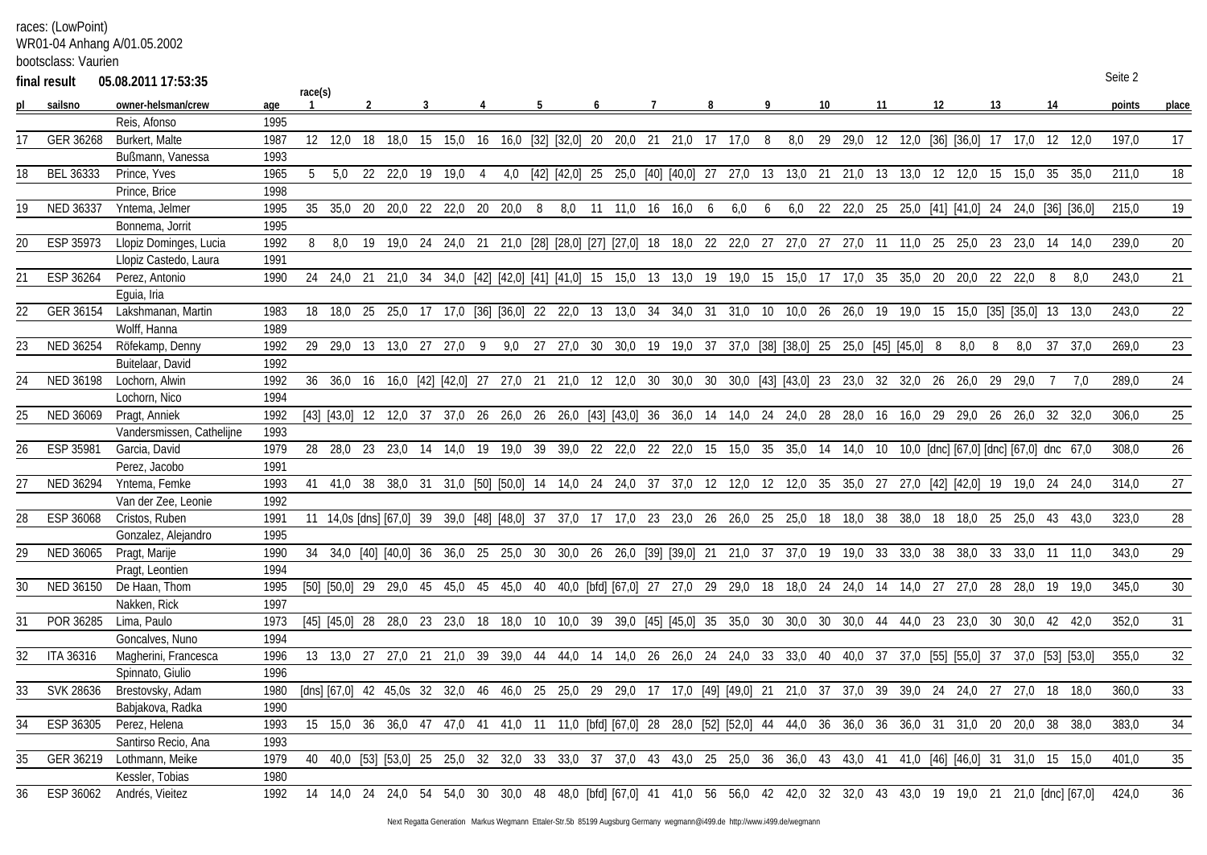races: (LowPoint)
WR01-04 Anhang A/01.05.2002
bootsclass: Vaurien

**final result 05.08.2011 17:53:35**

| pl | sailsno | owner-helsman/crew | age | race(s) 1 | | 2 | | 3 | | 4 | | 5 | | 6 | | 7 | | 8 | | 9 | | 10 | | 11 | | 12 | | 13 | | 14 | | points | place |
|---|---|---|---|---|---|---|---|---|---|---|---|---|---|---|---|---|---|---|---|---|---|---|---|---|---|---|---|---|---|---|---|---|---|
| | | Reis, Afonso | 1995 | | | | | | | | | | | | | | | | | | | | | | | | | | | | | | |
| 17 | GER 36268 | Burkert, Malte | 1987 | 12 | 12,0 | 18 | 18,0 | 15 | 15,0 | 16 | 16,0 | [32] | [32,0] | 20 | 20,0 | 21 | 21,0 | 17 | 17,0 | 8 | 8,0 | 29 | 29,0 | 12 | 12,0 | [36] | [36,0] | 17 | 17,0 | 12 | 12,0 | 197,0 | 17 |
| | | Bußmann, Vanessa | 1993 | | | | | | | | | | | | | | | | | | | | | | | | | | | | | | |
| 18 | BEL 36333 | Prince, Yves | 1965 | 5 | 5,0 | 22 | 22,0 | 19 | 19,0 | 4 | 4,0 | [42] | [42,0] | 25 | 25,0 | [40] | [40,0] | 27 | 27,0 | 13 | 13,0 | 21 | 21,0 | 13 | 13,0 | 12 | 12,0 | 15 | 15,0 | 35 | 35,0 | 211,0 | 18 |
| | | Prince, Brice | 1998 | | | | | | | | | | | | | | | | | | | | | | | | | | | | | | |
| 19 | NED 36337 | Yntema, Jelmer | 1995 | 35 | 35,0 | 20 | 20,0 | 22 | 22,0 | 20 | 20,0 | 8 | 8,0 | 11 | 11,0 | 16 | 16,0 | 6 | 6,0 | 6 | 6,0 | 22 | 22,0 | 25 | 25,0 | [41] | [41,0] | 24 | 24,0 | [36] | [36,0] | 215,0 | 19 |
| | | Bonnema, Jorrit | 1995 | | | | | | | | | | | | | | | | | | | | | | | | | | | | | | |
| 20 | ESP 35973 | Llopiz Dominges, Lucia | 1992 | 8 | 8,0 | 19 | 19,0 | 24 | 24,0 | 21 | 21,0 | [28] | [28,0] | [27] | [27,0] | 18 | 18,0 | 22 | 22,0 | 27 | 27,0 | 27 | 27,0 | 11 | 11,0 | 25 | 25,0 | 23 | 23,0 | 14 | 14,0 | 239,0 | 20 |
| | | Llopiz Castedo, Laura | 1991 | | | | | | | | | | | | | | | | | | | | | | | | | | | | | | |
| 21 | ESP 36264 | Perez, Antonio | 1990 | 24 | 24,0 | 21 | 21,0 | 34 | 34,0 | [42] | [42,0] | [41] | [41,0] | 15 | 15,0 | 13 | 13,0 | 19 | 19,0 | 15 | 15,0 | 17 | 17,0 | 35 | 35,0 | 20 | 20,0 | 22 | 22,0 | 8 | 8,0 | 243,0 | 21 |
| | | Eguia, Iria | | | | | | | | | | | | | | | | | | | | | | | | | | | | | | | |
| 22 | GER 36154 | Lakshmanan, Martin | 1983 | 18 | 18,0 | 25 | 25,0 | 17 | 17,0 | [36] | [36,0] | 22 | 22,0 | 13 | 13,0 | 34 | 34,0 | 31 | 31,0 | 10 | 10,0 | 26 | 26,0 | 19 | 19,0 | 15 | 15,0 | [35] | [35,0] | 13 | 13,0 | 243,0 | 22 |
| | | Wolff, Hanna | 1989 | | | | | | | | | | | | | | | | | | | | | | | | | | | | | | |
| 23 | NED 36254 | Röfekamp, Denny | 1992 | 29 | 29,0 | 13 | 13,0 | 27 | 27,0 | 9 | 9,0 | 27 | 27,0 | 30 | 30,0 | 19 | 19,0 | 37 | 37,0 | [38] | [38,0] | 25 | 25,0 | [45] | [45,0] | 8 | 8,0 | 8 | 8,0 | 37 | 37,0 | 269,0 | 23 |
| | | Buitelaar, David | 1992 | | | | | | | | | | | | | | | | | | | | | | | | | | | | | | |
| 24 | NED 36198 | Lochorn, Alwin | 1992 | 36 | 36,0 | 16 | 16,0 | [42] | [42,0] | 27 | 27,0 | 21 | 21,0 | 12 | 12,0 | 30 | 30,0 | 30 | 30,0 | [43] | [43,0] | 23 | 23,0 | 32 | 32,0 | 26 | 26,0 | 29 | 29,0 | 7 | 7,0 | 289,0 | 24 |
| | | Lochorn, Nico | 1994 | | | | | | | | | | | | | | | | | | | | | | | | | | | | | | |
| 25 | NED 36069 | Pragt, Anniek | 1992 | [43] | [43,0] | 12 | 12,0 | 37 | 37,0 | 26 | 26,0 | 26 | 26,0 | [43] | [43,0] | 36 | 36,0 | 14 | 14,0 | 24 | 24,0 | 28 | 28,0 | 16 | 16,0 | 29 | 29,0 | 26 | 26,0 | 32 | 32,0 | 306,0 | 25 |
| | | Vandersmissen, Cathelijne | 1993 | | | | | | | | | | | | | | | | | | | | | | | | | | | | | | |
| 26 | ESP 35981 | Garcia, David | 1979 | 28 | 28,0 | 23 | 23,0 | 14 | 14,0 | 19 | 19,0 | 39 | 39,0 | 22 | 22,0 | 22 | 22,0 | 15 | 15,0 | 35 | 35,0 | 14 | 14,0 | 10 | 10,0 | [dnc] | [67,0] | [dnc] | [67,0] | dnc | 67,0 | 308,0 | 26 |
| | | Perez, Jacobo | 1991 | | | | | | | | | | | | | | | | | | | | | | | | | | | | | | |
| 27 | NED 36294 | Yntema, Femke | 1993 | 41 | 41,0 | 38 | 38,0 | 31 | 31,0 | [50] | [50,0] | 14 | 14,0 | 24 | 24,0 | 37 | 37,0 | 12 | 12,0 | 12 | 12,0 | 35 | 35,0 | 27 | 27,0 | [42] | [42,0] | 19 | 19,0 | 24 | 24,0 | 314,0 | 27 |
| | | Van der Zee, Leonie | 1992 | | | | | | | | | | | | | | | | | | | | | | | | | | | | | | |
| 28 | ESP 36068 | Cristos, Ruben | 1991 | 11 | 14,0s | [dns] | [67,0] | 39 | 39,0 | [48] | [48,0] | 37 | 37,0 | 17 | 17,0 | 23 | 23,0 | 26 | 26,0 | 25 | 25,0 | 18 | 18,0 | 38 | 38,0 | 18 | 18,0 | 25 | 25,0 | 43 | 43,0 | 323,0 | 28 |
| | | Gonzalez, Alejandro | 1995 | | | | | | | | | | | | | | | | | | | | | | | | | | | | | | |
| 29 | NED 36065 | Pragt, Marije | 1990 | 34 | 34,0 | [40] | [40,0] | 36 | 36,0 | 25 | 25,0 | 30 | 30,0 | 26 | 26,0 | [39] | [39,0] | 21 | 21,0 | 37 | 37,0 | 19 | 19,0 | 33 | 33,0 | 38 | 38,0 | 33 | 33,0 | 11 | 11,0 | 343,0 | 29 |
| | | Pragt, Leontien | 1994 | | | | | | | | | | | | | | | | | | | | | | | | | | | | | | |
| 30 | NED 36150 | De Haan, Thom | 1995 | [50] | [50,0] | 29 | 29,0 | 45 | 45,0 | 45 | 45,0 | 40 | 40,0 | [bfd] | [67,0] | 27 | 27,0 | 29 | 29,0 | 18 | 18,0 | 24 | 24,0 | 14 | 14,0 | 27 | 27,0 | 28 | 28,0 | 19 | 19,0 | 345,0 | 30 |
| | | Nakken, Rick | 1997 | | | | | | | | | | | | | | | | | | | | | | | | | | | | | | |
| 31 | POR 36285 | Lima, Paulo | 1973 | [45] | [45,0] | 28 | 28,0 | 23 | 23,0 | 18 | 18,0 | 10 | 10,0 | 39 | 39,0 | [45] | [45,0] | 35 | 35,0 | 30 | 30,0 | 30 | 30,0 | 44 | 44,0 | 23 | 23,0 | 30 | 30,0 | 42 | 42,0 | 352,0 | 31 |
| | | Goncalves, Nuno | 1994 | | | | | | | | | | | | | | | | | | | | | | | | | | | | | | |
| 32 | ITA 36316 | Magherini, Francesca | 1996 | 13 | 13,0 | 27 | 27,0 | 21 | 21,0 | 39 | 39,0 | 44 | 44,0 | 14 | 14,0 | 26 | 26,0 | 24 | 24,0 | 33 | 33,0 | 40 | 40,0 | 37 | 37,0 | [55] | [55,0] | 37 | 37,0 | [53] | [53,0] | 355,0 | 32 |
| | | Spinnato, Giulio | 1996 | | | | | | | | | | | | | | | | | | | | | | | | | | | | | | |
| 33 | SVK 28636 | Brestovsky, Adam | 1980 | [dns] | [67,0] | 42 | 45,0s | 32 | 32,0 | 46 | 46,0 | 25 | 25,0 | 29 | 29,0 | 17 | 17,0 | [49] | [49,0] | 21 | 21,0 | 37 | 37,0 | 39 | 39,0 | 24 | 24,0 | 27 | 27,0 | 18 | 18,0 | 360,0 | 33 |
| | | Babjakova, Radka | 1990 | | | | | | | | | | | | | | | | | | | | | | | | | | | | | | |
| 34 | ESP 36305 | Perez, Helena | 1993 | 15 | 15,0 | 36 | 36,0 | 47 | 47,0 | 41 | 41,0 | 11 | 11,0 | [bfd] | [67,0] | 28 | 28,0 | [52] | [52,0] | 44 | 44,0 | 36 | 36,0 | 36 | 36,0 | 31 | 31,0 | 20 | 20,0 | 38 | 38,0 | 383,0 | 34 |
| | | Santirso Recio, Ana | 1993 | | | | | | | | | | | | | | | | | | | | | | | | | | | | | | |
| 35 | GER 36219 | Lothmann, Meike | 1979 | 40 | 40,0 | [53] | [53,0] | 25 | 25,0 | 32 | 32,0 | 33 | 33,0 | 37 | 37,0 | 43 | 43,0 | 25 | 25,0 | 36 | 36,0 | 43 | 43,0 | 41 | 41,0 | [46] | [46,0] | 31 | 31,0 | 15 | 15,0 | 401,0 | 35 |
| | | Kessler, Tobias | 1980 | | | | | | | | | | | | | | | | | | | | | | | | | | | | | | |
| 36 | ESP 36062 | Andrés, Vieitez | 1992 | 14 | 14,0 | 24 | 24,0 | 54 | 54,0 | 30 | 30,0 | 48 | 48,0 | [bfd] | [67,0] | 41 | 41,0 | 56 | 56,0 | 42 | 42,0 | 32 | 32,0 | 43 | 43,0 | 19 | 19,0 | 21 | 21,0 | [dnc] | [67,0] | 424,0 | 36 |

Next Regatta Generation Markus Wegmann Ettaler-Str.5b 85199 Augsburg Germany wegmann@i499.de http://www.i499.de/wegmann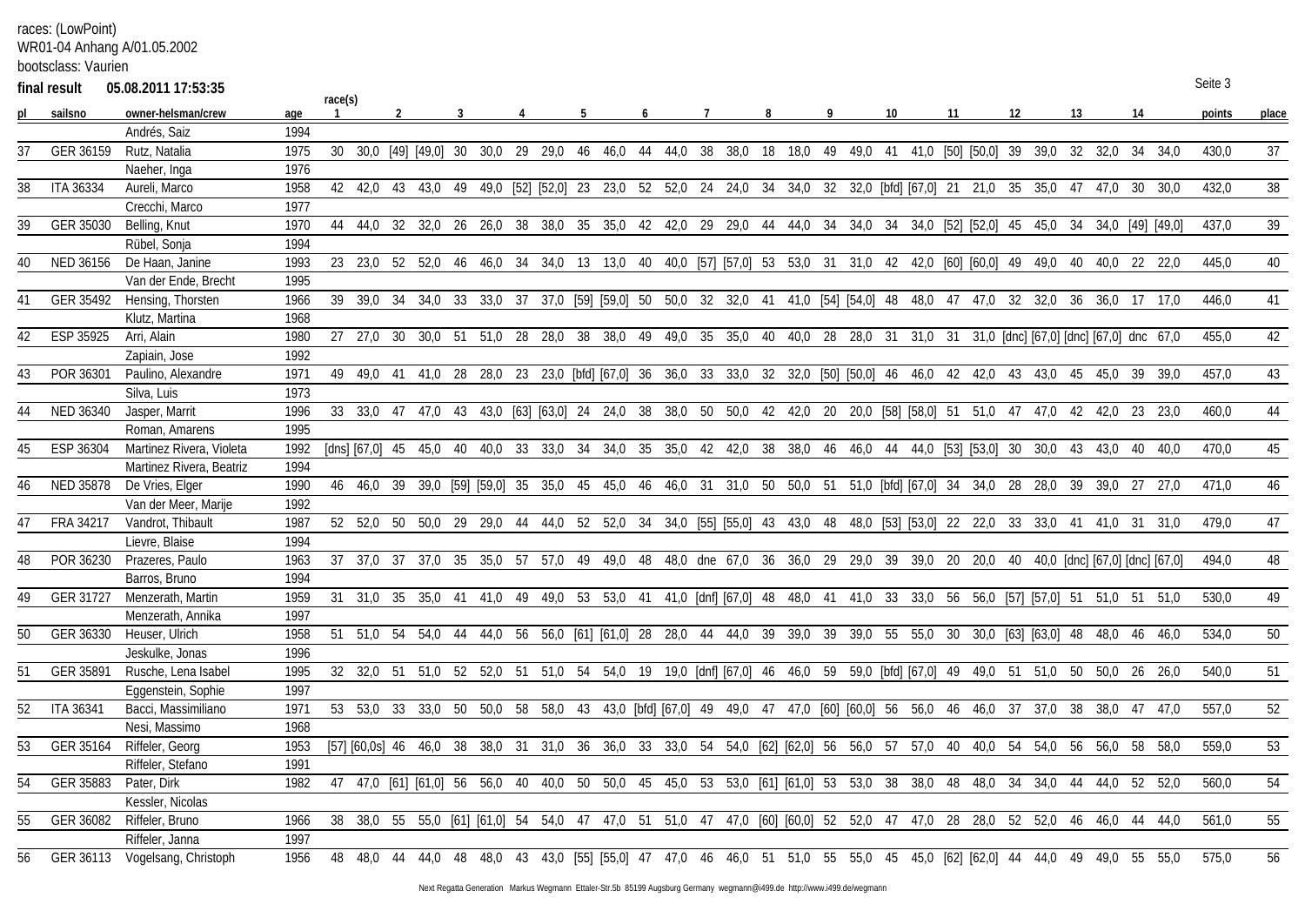races: (LowPoint)
WR01-04 Anhang A/01.05.2002
bootsclass: Vaurien

**final result** 05.08.2011 17:53:35

| pl | sailsno | owner-helsman/crew | age | race(s) 1 | | 2 | | 3 | | 4 | | 5 | | 6 | | 7 | | 8 | | 9 | | 10 | | 11 | | 12 | | 13 | | 14 | | points | place |
|---|---|---|---|---|---|---|---|---|---|---|---|---|---|---|---|---|---|---|---|---|---|---|---|---|---|---|---|---|---|---|---|---|---|
| | | Andrés, Saiz | 1994 | | | | | | | | | | | | | | | | | | | | | | | | | | | | | | |
| 37 | GER 36159 | Rutz, Natalia | 1975 | 30 | 30,0 | [49] | [49,0] | 30 | 30,0 | 29 | 29,0 | 46 | 46,0 | 44 | 44,0 | 38 | 38,0 | 18 | 18,0 | 49 | 49,0 | 41 | 41,0 | [50] | [50,0] | 39 | 39,0 | 32 | 32,0 | 34 | 34,0 | 430,0 | 37 |
| | | Naeher, Inga | 1976 | | | | | | | | | | | | | | | | | | | | | | | | | | | | | | |
| 38 | ITA 36334 | Aureli, Marco | 1958 | 42 | 42,0 | 43 | 43,0 | 49 | 49,0 | [52] | [52,0] | 23 | 23,0 | 52 | 52,0 | 24 | 24,0 | 34 | 34,0 | 32 | 32,0 | [bfd] | [67,0] | 21 | 21,0 | 35 | 35,0 | 47 | 47,0 | 30 | 30,0 | 432,0 | 38 |
| | | Crecchi, Marco | 1977 | | | | | | | | | | | | | | | | | | | | | | | | | | | | | | |
| 39 | GER 35030 | Belling, Knut | 1970 | 44 | 44,0 | 32 | 32,0 | 26 | 26,0 | 38 | 38,0 | 35 | 35,0 | 42 | 42,0 | 29 | 29,0 | 44 | 44,0 | 34 | 34,0 | 34 | 34,0 | [52] | [52,0] | 45 | 45,0 | 34 | 34,0 | [49] | [49,0] | 437,0 | 39 |
| | | Rübel, Sonja | 1994 | | | | | | | | | | | | | | | | | | | | | | | | | | | | | | |
| 40 | NED 36156 | De Haan, Janine | 1993 | 23 | 23,0 | 52 | 52,0 | 46 | 46,0 | 34 | 34,0 | 13 | 13,0 | 40 | 40,0 | [57] | [57,0] | 53 | 53,0 | 31 | 31,0 | 42 | 42,0 | [60] | [60,0] | 49 | 49,0 | 40 | 40,0 | 22 | 22,0 | 445,0 | 40 |
| | | Van der Ende, Brecht | 1995 | | | | | | | | | | | | | | | | | | | | | | | | | | | | | | |
| 41 | GER 35492 | Hensing, Thorsten | 1966 | 39 | 39,0 | 34 | 34,0 | 33 | 33,0 | 37 | 37,0 | [59] | [59,0] | 50 | 50,0 | 32 | 32,0 | 41 | 41,0 | [54] | [54,0] | 48 | 48,0 | 47 | 47,0 | 32 | 32,0 | 36 | 36,0 | 17 | 17,0 | 446,0 | 41 |
| | | Klutz, Martina | 1968 | | | | | | | | | | | | | | | | | | | | | | | | | | | | | | |
| 42 | ESP 35925 | Arri, Alain | 1980 | 27 | 27,0 | 30 | 30,0 | 51 | 51,0 | 28 | 28,0 | 38 | 38,0 | 49 | 49,0 | 35 | 35,0 | 40 | 40,0 | 28 | 28,0 | 31 | 31,0 | 31 | 31,0 | [dnc] | [67,0] | [dnc] | [67,0] | dnc | 67,0 | 455,0 | 42 |
| | | Zapiain, Jose | 1992 | | | | | | | | | | | | | | | | | | | | | | | | | | | | | | |
| 43 | POR 36301 | Paulino, Alexandre | 1971 | 49 | 49,0 | 41 | 41,0 | 28 | 28,0 | 23 | 23,0 | [bfd] | [67,0] | 36 | 36,0 | 33 | 33,0 | 32 | 32,0 | [50] | [50,0] | 46 | 46,0 | 42 | 42,0 | 43 | 43,0 | 45 | 45,0 | 39 | 39,0 | 457,0 | 43 |
| | | Silva, Luis | 1973 | | | | | | | | | | | | | | | | | | | | | | | | | | | | | | |
| 44 | NED 36340 | Jasper, Marrit | 1996 | 33 | 33,0 | 47 | 47,0 | 43 | 43,0 | [63] | [63,0] | 24 | 24,0 | 38 | 38,0 | 50 | 50,0 | 42 | 42,0 | 20 | 20,0 | [58] | [58,0] | 51 | 51,0 | 47 | 47,0 | 42 | 42,0 | 23 | 23,0 | 460,0 | 44 |
| | | Roman, Amarens | 1995 | | | | | | | | | | | | | | | | | | | | | | | | | | | | | | |
| 45 | ESP 36304 | Martinez Rivera, Violeta | 1992 | [dns] | [67,0] | 45 | 45,0 | 40 | 40,0 | 33 | 33,0 | 34 | 34,0 | 35 | 35,0 | 42 | 42,0 | 38 | 38,0 | 46 | 46,0 | 44 | 44,0 | [53] | [53,0] | 30 | 30,0 | 43 | 43,0 | 40 | 40,0 | 470,0 | 45 |
| | | Martinez Rivera, Beatriz | 1994 | | | | | | | | | | | | | | | | | | | | | | | | | | | | | | |
| 46 | NED 35878 | De Vries, Elger | 1990 | 46 | 46,0 | 39 | 39,0 | [59] | [59,0] | 35 | 35,0 | 45 | 45,0 | 46 | 46,0 | 31 | 31,0 | 50 | 50,0 | 51 | 51,0 | [bfd] | [67,0] | 34 | 34,0 | 28 | 28,0 | 39 | 39,0 | 27 | 27,0 | 471,0 | 46 |
| | | Van der Meer, Marije | 1992 | | | | | | | | | | | | | | | | | | | | | | | | | | | | | | |
| 47 | FRA 34217 | Vandrot, Thibault | 1987 | 52 | 52,0 | 50 | 50,0 | 29 | 29,0 | 44 | 44,0 | 52 | 52,0 | 34 | 34,0 | [55] | [55,0] | 43 | 43,0 | 48 | 48,0 | [53] | [53,0] | 22 | 22,0 | 33 | 33,0 | 41 | 41,0 | 31 | 31,0 | 479,0 | 47 |
| | | Lievre, Blaise | 1994 | | | | | | | | | | | | | | | | | | | | | | | | | | | | | | |
| 48 | POR 36230 | Prazeres, Paulo | 1963 | 37 | 37,0 | 37 | 37,0 | 35 | 35,0 | 57 | 57,0 | 49 | 49,0 | 48 | 48,0 | dne | 67,0 | 36 | 36,0 | 29 | 29,0 | 39 | 39,0 | 20 | 20,0 | 40 | 40,0 | [dnc] | [67,0] | [dnc] | [67,0] | 494,0 | 48 |
| | | Barros, Bruno | 1994 | | | | | | | | | | | | | | | | | | | | | | | | | | | | | | |
| 49 | GER 31727 | Menzerath, Martin | 1959 | 31 | 31,0 | 35 | 35,0 | 41 | 41,0 | 49 | 49,0 | 53 | 53,0 | 41 | 41,0 | [dnf] | [67,0] | 48 | 48,0 | 41 | 41,0 | 33 | 33,0 | 56 | 56,0 | [57] | [57,0] | 51 | 51,0 | 51 | 51,0 | 530,0 | 49 |
| | | Menzerath, Annika | 1997 | | | | | | | | | | | | | | | | | | | | | | | | | | | | | | |
| 50 | GER 36330 | Heuser, Ulrich | 1958 | 51 | 51,0 | 54 | 54,0 | 44 | 44,0 | 56 | 56,0 | [61] | [61,0] | 28 | 28,0 | 44 | 44,0 | 39 | 39,0 | 39 | 39,0 | 55 | 55,0 | 30 | 30,0 | [63] | [63,0] | 48 | 48,0 | 46 | 46,0 | 534,0 | 50 |
| | | Jeskulke, Jonas | 1996 | | | | | | | | | | | | | | | | | | | | | | | | | | | | | | |
| 51 | GER 35891 | Rusche, Lena Isabel | 1995 | 32 | 32,0 | 51 | 51,0 | 52 | 52,0 | 51 | 51,0 | 54 | 54,0 | 19 | 19,0 | [dnf] | [67,0] | 46 | 46,0 | 59 | 59,0 | [bfd] | [67,0] | 49 | 49,0 | 51 | 51,0 | 50 | 50,0 | 26 | 26,0 | 540,0 | 51 |
| | | Eggenstein, Sophie | 1997 | | | | | | | | | | | | | | | | | | | | | | | | | | | | | | |
| 52 | ITA 36341 | Bacci, Massimiliano | 1971 | 53 | 53,0 | 33 | 33,0 | 50 | 50,0 | 58 | 58,0 | 43 | 43,0 | [bfd] | [67,0] | 49 | 49,0 | 47 | 47,0 | [60] | [60,0] | 56 | 56,0 | 46 | 46,0 | 37 | 37,0 | 38 | 38,0 | 47 | 47,0 | 557,0 | 52 |
| | | Nesi, Massimo | 1968 | | | | | | | | | | | | | | | | | | | | | | | | | | | | | | |
| 53 | GER 35164 | Riffeler, Georg | 1953 | [57] | [60,0s] | 46 | 46,0 | 38 | 38,0 | 31 | 31,0 | 36 | 36,0 | 33 | 33,0 | 54 | 54,0 | [62] | [62,0] | 56 | 56,0 | 57 | 57,0 | 40 | 40,0 | 54 | 54,0 | 56 | 56,0 | 58 | 58,0 | 559,0 | 53 |
| | | Riffeler, Stefano | 1991 | | | | | | | | | | | | | | | | | | | | | | | | | | | | | | |
| 54 | GER 35883 | Pater, Dirk | 1982 | 47 | 47,0 | [61] | [61,0] | 56 | 56,0 | 40 | 40,0 | 50 | 50,0 | 45 | 45,0 | 53 | 53,0 | [61] | [61,0] | 53 | 53,0 | 38 | 38,0 | 48 | 48,0 | 34 | 34,0 | 44 | 44,0 | 52 | 52,0 | 560,0 | 54 |
| | | Kessler, Nicolas | | | | | | | | | | | | | | | | | | | | | | | | | | | | | | | |
| 55 | GER 36082 | Riffeler, Bruno | 1966 | 38 | 38,0 | 55 | 55,0 | [61] | [61,0] | 54 | 54,0 | 47 | 47,0 | 51 | 51,0 | 47 | 47,0 | [60] | [60,0] | 52 | 52,0 | 47 | 47,0 | 28 | 28,0 | 52 | 52,0 | 46 | 46,0 | 44 | 44,0 | 561,0 | 55 |
| | | Riffeler, Janna | 1997 | | | | | | | | | | | | | | | | | | | | | | | | | | | | | | |
| 56 | GER 36113 | Vogelsang, Christoph | 1956 | 48 | 48,0 | 44 | 44,0 | 48 | 48,0 | 43 | 43,0 | [55] | [55,0] | 47 | 47,0 | 46 | 46,0 | 51 | 51,0 | 55 | 55,0 | 45 | 45,0 | [62] | [62,0] | 44 | 44,0 | 49 | 49,0 | 55 | 55,0 | 575,0 | 56 |

Next Regatta Generation Markus Wegmann Ettaler-Str.5b 85199 Augsburg Germany wegmann@i499.de http://www.i499.de/wegmann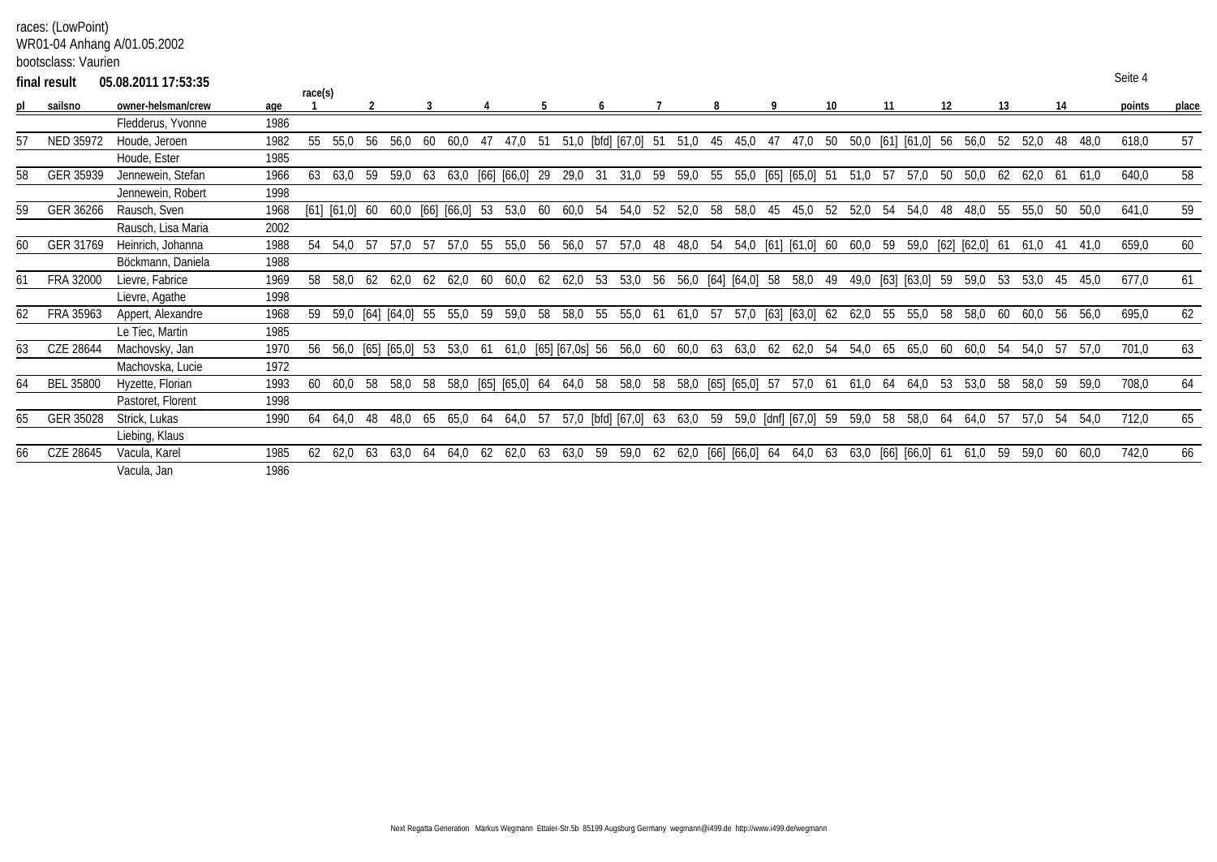races: (LowPoint)
WR01-04 Anhang A/01.05.2002
bootsclass: Vaurien

**final result** **05.08.2011 17:53:35**

| pl | sailsno | owner-helsman/crew | age | race(s) 1 | | 2 | | 3 | | 4 | | 5 | | 6 | | 7 | | 8 | | 9 | | 10 | | 11 | | 12 | | 13 | | 14 | | points | place |
|---|---|---|---|---|---|---|---|---|---|---|---|---|---|---|---|---|---|---|---|---|---|---|---|---|---|---|---|---|---|---|---|---|---|
| | | Fledderus, Yvonne | 1986 | | | | | | | | | | | | | | | | | | | | | | | | | | | | | | |
| 57 | NED 35972 | Houde, Jeroen | 1982 | 55 | 55,0 | 56 | 56,0 | 60 | 60,0 | 47 | 47,0 | 51 | 51,0 | [bfd] | [67,0] | 51 | 51,0 | 45 | 45,0 | 47 | 47,0 | 50 | 50,0 | [61] | [61,0] | 56 | 56,0 | 52 | 52,0 | 48 | 48,0 | 618,0 | 57 |
| | | Houde, Ester | 1985 | | | | | | | | | | | | | | | | | | | | | | | | | | | | | | |
| 58 | GER 35939 | Jennewein, Stefan | 1966 | 63 | 63,0 | 59 | 59,0 | 63 | 63,0 | [66] | [66,0] | 29 | 29,0 | 31 | 31,0 | 59 | 59,0 | 55 | 55,0 | [65] | [65,0] | 51 | 51,0 | 57 | 57,0 | 50 | 50,0 | 62 | 62,0 | 61 | 61,0 | 640,0 | 58 |
| | | Jennewein, Robert | 1998 | | | | | | | | | | | | | | | | | | | | | | | | | | | | | | |
| 59 | GER 36266 | Rausch, Sven | 1968 | [61] | [61,0] | 60 | 60,0 | [66] | [66,0] | 53 | 53,0 | 60 | 60,0 | 54 | 54,0 | 52 | 52,0 | 58 | 58,0 | 45 | 45,0 | 52 | 52,0 | 54 | 54,0 | 48 | 48,0 | 55 | 55,0 | 50 | 50,0 | 641,0 | 59 |
| | | Rausch, Lisa Maria | 2002 | | | | | | | | | | | | | | | | | | | | | | | | | | | | | | |
| 60 | GER 31769 | Heinrich, Johanna | 1988 | 54 | 54,0 | 57 | 57,0 | 57 | 57,0 | 55 | 55,0 | 56 | 56,0 | 57 | 57,0 | 48 | 48,0 | 54 | 54,0 | [61] | [61,0] | 60 | 60,0 | 59 | 59,0 | [62] | [62,0] | 61 | 61,0 | 41 | 41,0 | 659,0 | 60 |
| | | Böckmann, Daniela | 1988 | | | | | | | | | | | | | | | | | | | | | | | | | | | | | | |
| 61 | FRA 32000 | Lievre, Fabrice | 1969 | 58 | 58,0 | 62 | 62,0 | 62 | 62,0 | 60 | 60,0 | 62 | 62,0 | 53 | 53,0 | 56 | 56,0 | [64] | [64,0] | 58 | 58,0 | 49 | 49,0 | [63] | [63,0] | 59 | 59,0 | 53 | 53,0 | 45 | 45,0 | 677,0 | 61 |
| | | Lievre, Agathe | 1998 | | | | | | | | | | | | | | | | | | | | | | | | | | | | | | |
| 62 | FRA 35963 | Appert, Alexandre | 1968 | 59 | 59,0 | [64] | [64,0] | 55 | 55,0 | 59 | 59,0 | 58 | 58,0 | 55 | 55,0 | 61 | 61,0 | 57 | 57,0 | [63] | [63,0] | 62 | 62,0 | 55 | 55,0 | 58 | 58,0 | 60 | 60,0 | 56 | 56,0 | 695,0 | 62 |
| | | Le Tiec, Martin | 1985 | | | | | | | | | | | | | | | | | | | | | | | | | | | | | | |
| 63 | CZE 28644 | Machovsky, Jan | 1970 | 56 | 56,0 | [65] | [65,0] | 53 | 53,0 | 61 | 61,0 | [65] | [67,0s] | 56 | 56,0 | 60 | 60,0 | 63 | 63,0 | 62 | 62,0 | 54 | 54,0 | 65 | 65,0 | 60 | 60,0 | 54 | 54,0 | 57 | 57,0 | 701,0 | 63 |
| | | Machovska, Lucie | 1972 | | | | | | | | | | | | | | | | | | | | | | | | | | | | | | |
| 64 | BEL 35800 | Hyzette, Florian | 1993 | 60 | 60,0 | 58 | 58,0 | 58 | 58,0 | [65] | [65,0] | 64 | 64,0 | 58 | 58,0 | 58 | 58,0 | [65] | [65,0] | 57 | 57,0 | 61 | 61,0 | 64 | 64,0 | 53 | 53,0 | 58 | 58,0 | 59 | 59,0 | 708,0 | 64 |
| | | Pastoret, Florent | 1998 | | | | | | | | | | | | | | | | | | | | | | | | | | | | | | |
| 65 | GER 35028 | Strick, Lukas | 1990 | 64 | 64,0 | 48 | 48,0 | 65 | 65,0 | 64 | 64,0 | 57 | 57,0 | [bfd] | [67,0] | 63 | 63,0 | 59 | 59,0 | [dnf] | [67,0] | 59 | 59,0 | 58 | 58,0 | 64 | 64,0 | 57 | 57,0 | 54 | 54,0 | 712,0 | 65 |
| | | Liebing, Klaus | | | | | | | | | | | | | | | | | | | | | | | | | | | | | | | |
| 66 | CZE 28645 | Vacula, Karel | 1985 | 62 | 62,0 | 63 | 63,0 | 64 | 64,0 | 62 | 62,0 | 63 | 63,0 | 59 | 59,0 | 62 | 62,0 | [66] | [66,0] | 64 | 64,0 | 63 | 63,0 | [66] | [66,0] | 61 | 61,0 | 59 | 59,0 | 60 | 60,0 | 742,0 | 66 |
| | | Vacula, Jan | 1986 | | | | | | | | | | | | | | | | | | | | | | | | | | | | | | |

Next Regatta Generation Markus Wegmann Ettaler-Str.5b 85199 Augsburg Germany wegmann@i499.de http://www.i499.de/wegmann